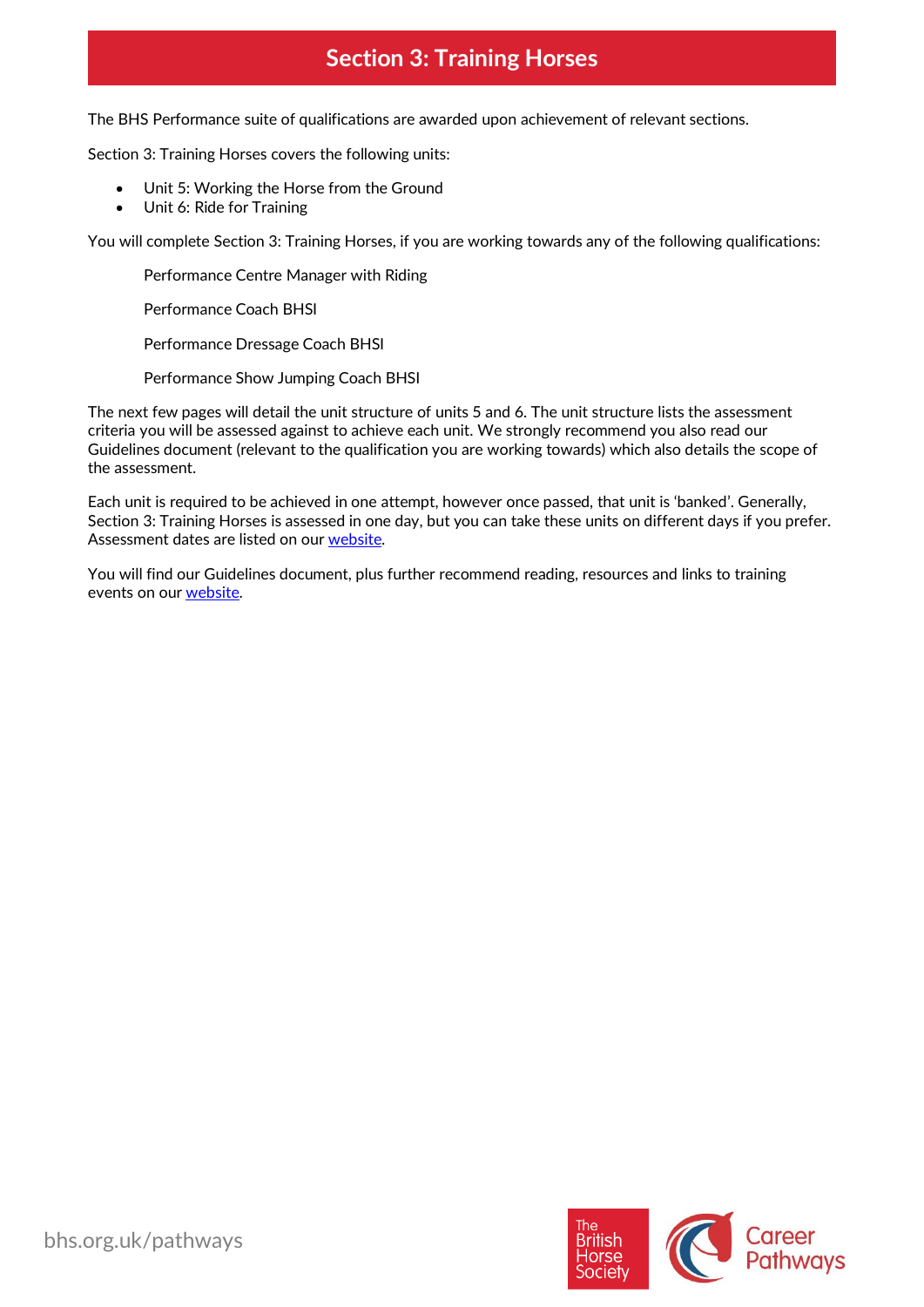# Section 3: Training Horses

The BHS Performance suite of qualifications are awarded upon achievement of relevant sections.

Section 3: Training Horses covers the following units:

- Unit 5: Working the Horse from the Ground
- Unit 6: Ride for Training

You will complete Section 3: Training Horses, if you are working towards any of the following qualifications:

Performance Centre Manager with Riding

Performance Coach BHSI

Performance Dressage Coach BHSI

Performance Show Jumping Coach BHSI

The next few pages will detail the unit structure of units 5 and 6. The unit structure lists the assessment criteria you will be assessed against to achieve each unit. We strongly recommend you also read our Guidelines document (relevant to the qualification you are working towards) which also details the scope of the assessment.

Each unit is required to be achieved in one attempt, however once passed, that unit is 'banked'. Generally, Section 3: Training Horses is assessed in one day, but you can take these units on different days if you prefer. Assessment dates are listed on our website.

You will find our Guidelines document, plus further recommend reading, resources and links to training events on our website.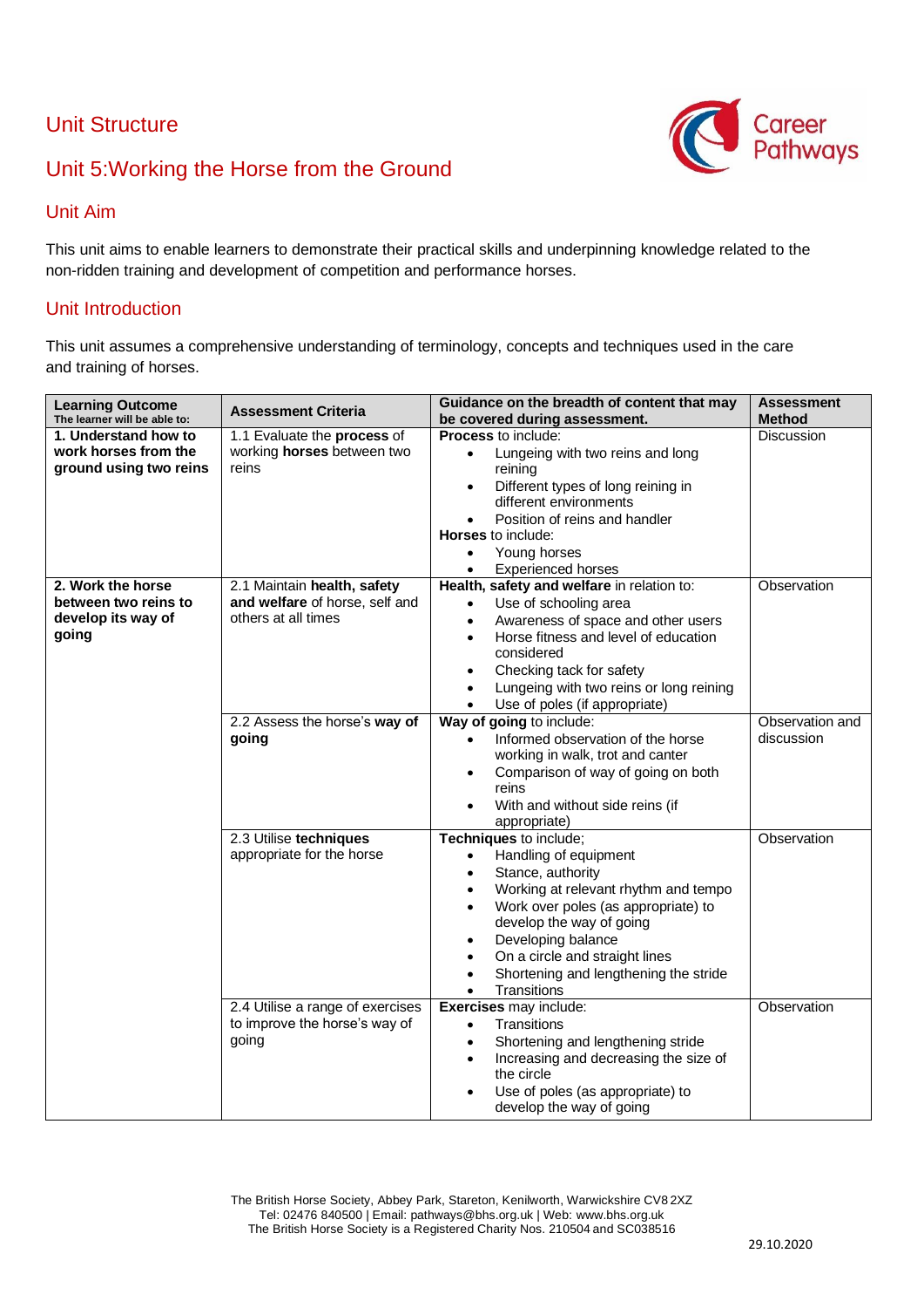## Unit Structure

## Unit 5:Working the Horse from the Ground

### Unit Aim

This unit aims to enable learners to demonstrate their practical skills and underpinning knowledge related to the non-ridden training and development of competition and performance horses.

### Unit Introduction

This unit assumes a comprehensive understanding of terminology, concepts and techniques used in the care and training of horses.

| **Learning Outcome**<br>**The learner will be able to:** | **Assessment Criteria** | **Guidance on the breadth of content that may be covered during assessment.** | **Assessment Method** |
|---|---|---|---|
| **1. Understand how to work horses from the ground using two reins** | 1.1 Evaluate the **process** of working **horses** between two reins | **Process** to include:<br>• Lungeing with two reins and long reining<br>• Different types of long reining in different environments<br>• Position of reins and handler<br>**Horses** to include:<br>• Young horses<br>• Experienced horses | Discussion |
| **2. Work the horse between two reins to develop its way of going** | 2.1 Maintain **health, safety and welfare** of horse, self and others at all times | **Health, safety and welfare** in relation to:<br>• Use of schooling area<br>• Awareness of space and other users<br>• Horse fitness and level of education considered<br>• Checking tack for safety<br>• Lungeing with two reins or long reining<br>• Use of poles (if appropriate) | Observation |
| | 2.2 Assess the horse's **way of going** | **Way of going** to include:<br>• Informed observation of the horse working in walk, trot and canter<br>• Comparison of way of going on both reins<br>• With and without side reins (if appropriate) | Observation and discussion |
| | 2.3 Utilise **techniques** appropriate for the horse | **Techniques** to include;<br>• Handling of equipment<br>• Stance, authority<br>• Working at relevant rhythm and tempo<br>• Work over poles (as appropriate) to develop the way of going<br>• Developing balance<br>• On a circle and straight lines<br>• Shortening and lengthening the stride<br>• Transitions | Observation |
| | 2.4 Utilise a range of exercises to improve the horse's way of going | **Exercises** may include:<br>• Transitions<br>• Shortening and lengthening stride<br>• Increasing and decreasing the size of the circle<br>• Use of poles (as appropriate) to develop the way of going | Observation |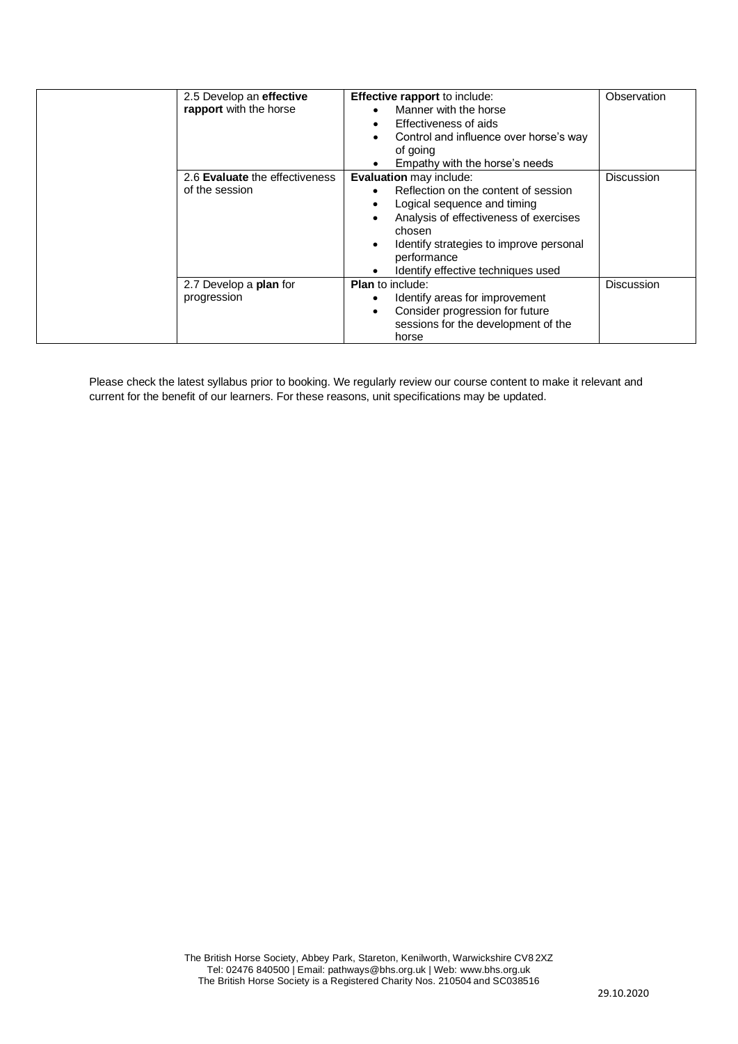| | | | |
|---|---|---|---|
| | 2.5 Develop an **effective rapport** with the horse | **Effective rapport** to include:<br>• Manner with the horse<br>• Effectiveness of aids<br>• Control and influence over horse's way of going<br>• Empathy with the horse's needs | Observation |
| | 2.6 **Evaluate** the effectiveness of the session | **Evaluation** may include:<br>• Reflection on the content of session<br>• Logical sequence and timing<br>• Analysis of effectiveness of exercises chosen<br>• Identify strategies to improve personal performance<br>• Identify effective techniques used | Discussion |
| | 2.7 Develop a **plan** for progression | **Plan** to include:<br>• Identify areas for improvement<br>• Consider progression for future sessions for the development of the horse | Discussion |

Please check the latest syllabus prior to booking. We regularly review our course content to make it relevant and current for the benefit of our learners. For these reasons, unit specifications may be updated.

The British Horse Society, Abbey Park, Stareton, Kenilworth, Warwickshire CV8 2XZ
Tel: 02476 840500 | Email: pathways@bhs.org.uk | Web: www.bhs.org.uk
The British Horse Society is a Registered Charity Nos. 210504 and SC038516

29.10.2020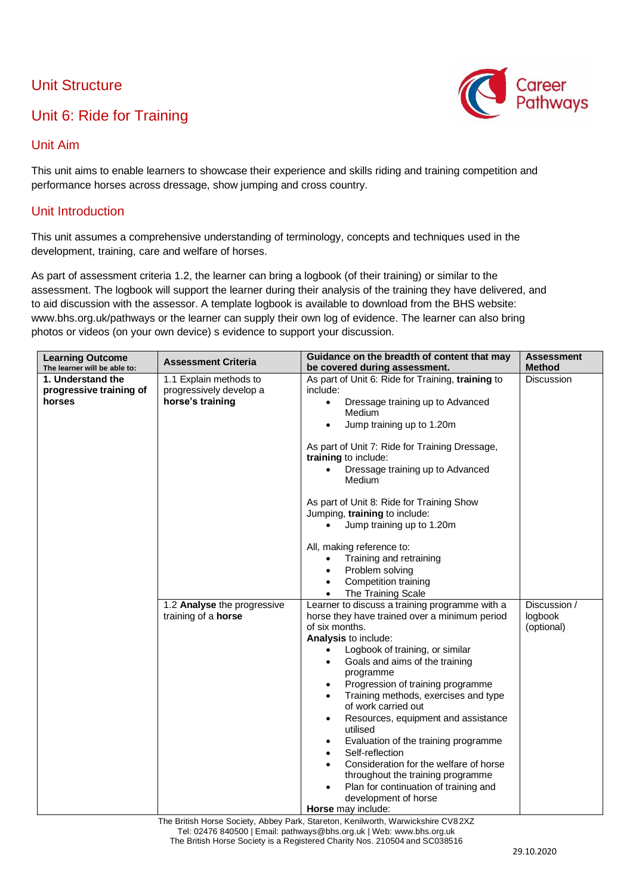## Unit Structure

## Unit 6: Ride for Training

### Unit Aim

This unit aims to enable learners to showcase their experience and skills riding and training competition and performance horses across dressage, show jumping and cross country.

### Unit Introduction

This unit assumes a comprehensive understanding of terminology, concepts and techniques used in the development, training, care and welfare of horses.

As part of assessment criteria 1.2, the learner can bring a logbook (of their training) or similar to the assessment. The logbook will support the learner during their analysis of the training they have delivered, and to aid discussion with the assessor. A template logbook is available to download from the BHS website: www.bhs.org.uk/pathways or the learner can supply their own log of evidence. The learner can also bring photos or videos (on your own device) s evidence to support your discussion.

| **Learning Outcome** The learner will be able to: | **Assessment Criteria** | **Guidance on the breadth of content that may be covered during assessment.** | **Assessment Method** |
|---|---|---|---|
| **1. Understand the progressive training of horses** | 1.1 Explain methods to progressively develop a **horse's training** | As part of Unit 6: Ride for Training, **training** to include:<br>• Dressage training up to Advanced Medium<br>• Jump training up to 1.20m<br><br>As part of Unit 7: Ride for Training Dressage, **training** to include:<br>• Dressage training up to Advanced Medium<br><br>As part of Unit 8: Ride for Training Show Jumping, **training** to include:<br>• Jump training up to 1.20m<br><br>All, making reference to:<br>• Training and retraining<br>• Problem solving<br>• Competition training<br>• The Training Scale | Discussion |
| | 1.2 **Analyse** the progressive training of a **horse** | Learner to discuss a training programme with a horse they have trained over a minimum period of six months.<br>**Analysis** to include:<br>• Logbook of training, or similar<br>• Goals and aims of the training programme<br>• Progression of training programme<br>• Training methods, exercises and type of work carried out<br>• Resources, equipment and assistance utilised<br>• Evaluation of the training programme<br>• Self-reflection<br>• Consideration for the welfare of horse throughout the training programme<br>• Plan for continuation of training and development of horse<br>**Horse** may include: | Discussion / logbook (optional) |

The British Horse Society, Abbey Park, Stareton, Kenilworth, Warwickshire CV8 2XZ
Tel: 02476 840500 | Email: pathways@bhs.org.uk | Web: www.bhs.org.uk
The British Horse Society is a Registered Charity Nos. 210504 and SC038516

29.10.2020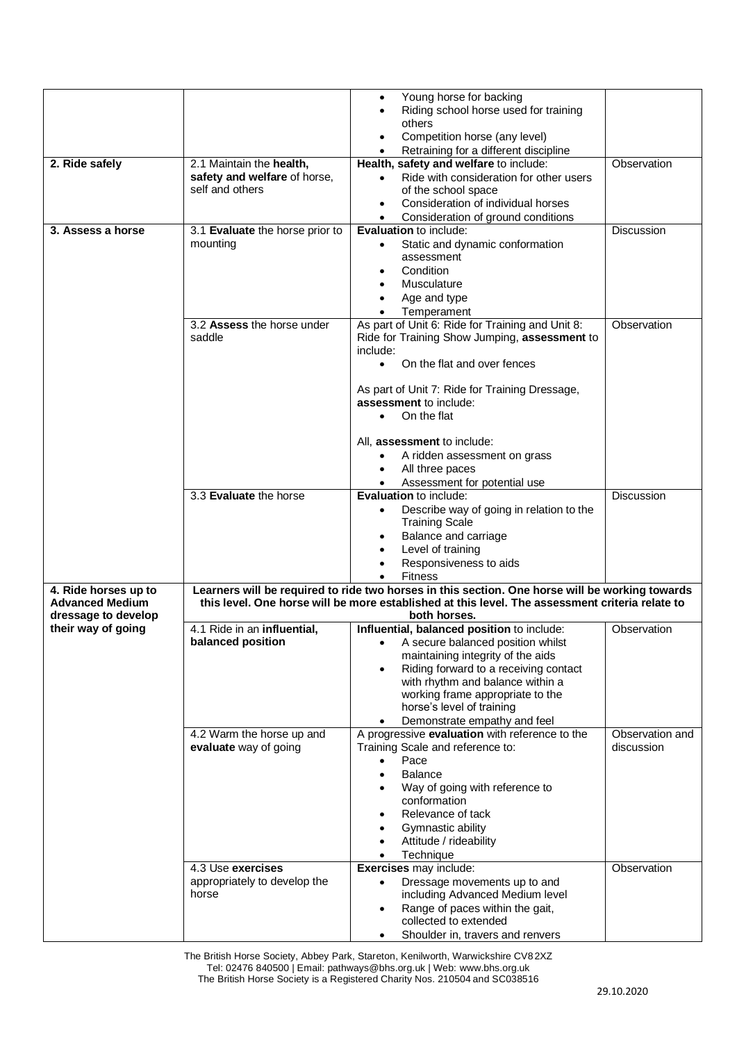| | | | |
|---|---|---|---|
| | | • Young horse for backing<br>• Riding school horse used for training others<br>• Competition horse (any level)<br>• Retraining for a different discipline | |
| **2. Ride safely** | 2.1 Maintain the **health, safety and welfare** of horse, self and others | **Health, safety and welfare** to include:<br>• Ride with consideration for other users of the school space<br>• Consideration of individual horses<br>• Consideration of ground conditions | Observation |
| **3. Assess a horse** | 3.1 **Evaluate** the horse prior to mounting | **Evaluation** to include:<br>• Static and dynamic conformation assessment<br>• Condition<br>• Musculature<br>• Age and type<br>• Temperament | Discussion |
| | 3.2 **Assess** the horse under saddle | As part of Unit 6: Ride for Training and Unit 8: Ride for Training Show Jumping, **assessment** to include:<br>• On the flat and over fences<br><br>As part of Unit 7: Ride for Training Dressage, **assessment** to include:<br>• On the flat<br><br>All, **assessment** to include:<br>• A ridden assessment on grass<br>• All three paces<br>• Assessment for potential use | Observation |
| | 3.3 **Evaluate** the horse | **Evaluation** to include:<br>• Describe way of going in relation to the Training Scale<br>• Balance and carriage<br>• Level of training<br>• Responsiveness to aids<br>• Fitness | Discussion |
| **4. Ride horses up to Advanced Medium dressage to develop their way of going** | **Learners will be required to ride two horses in this section. One horse will be working towards this level. One horse will be more established at this level. The assessment criteria relate to both horses.** | | |
| | 4.1 Ride in an **influential, balanced position** | **Influential, balanced position** to include:<br>• A secure balanced position whilst maintaining integrity of the aids<br>• Riding forward to a receiving contact with rhythm and balance within a working frame appropriate to the horse's level of training<br>• Demonstrate empathy and feel | Observation |
| | 4.2 Warm the horse up and **evaluate** way of going | A progressive **evaluation** with reference to the Training Scale and reference to:<br>• Pace<br>• Balance<br>• Way of going with reference to conformation<br>• Relevance of tack<br>• Gymnastic ability<br>• Attitude / rideability<br>• Technique | Observation and discussion |
| | 4.3 Use **exercises** appropriately to develop the horse | **Exercises** may include:<br>• Dressage movements up to and including Advanced Medium level<br>• Range of paces within the gait, collected to extended<br>• Shoulder in, travers and renvers | Observation |

The British Horse Society, Abbey Park, Stareton, Kenilworth, Warwickshire CV8 2XZ
Tel: 02476 840500 | Email: pathways@bhs.org.uk | Web: www.bhs.org.uk
The British Horse Society is a Registered Charity Nos. 210504 and SC038516

29.10.2020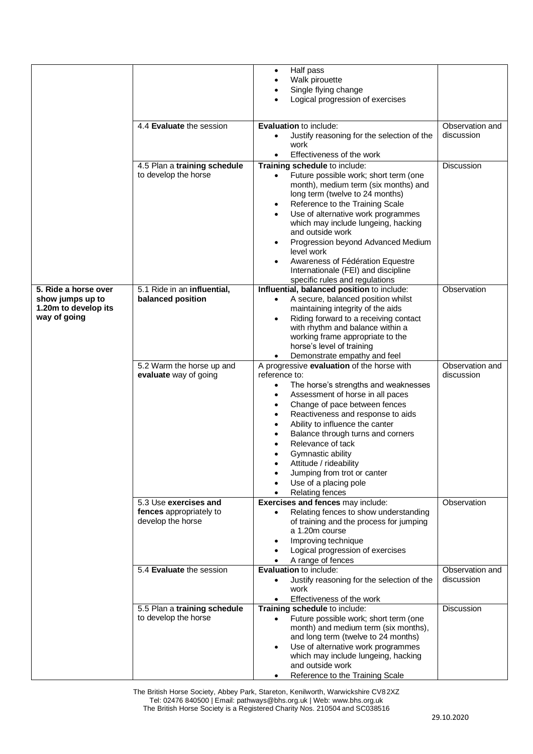| | | | |
|---|---|---|---|
| | | • Half pass<br>• Walk pirouette<br>• Single flying change<br>• Logical progression of exercises | |
| | 4.4 **Evaluate** the session | **Evaluation** to include:<br>• Justify reasoning for the selection of the work<br>• Effectiveness of the work | Observation and discussion |
| | 4.5 Plan a **training schedule** to develop the horse | **Training schedule** to include:<br>• Future possible work; short term (one month), medium term (six months) and long term (twelve to 24 months)<br>• Reference to the Training Scale<br>• Use of alternative work programmes which may include lungeing, hacking and outside work<br>• Progression beyond Advanced Medium level work<br>• Awareness of Fédération Equestre Internationale (FEI) and discipline specific rules and regulations | Discussion |
| **5. Ride a horse over show jumps up to 1.20m to develop its way of going** | 5.1 Ride in an **influential, balanced position** | **Influential, balanced position** to include:<br>• A secure, balanced position whilst maintaining integrity of the aids<br>• Riding forward to a receiving contact with rhythm and balance within a working frame appropriate to the horse's level of training<br>• Demonstrate empathy and feel | Observation |
| | 5.2 Warm the horse up and **evaluate** way of going | A progressive **evaluation** of the horse with reference to:<br>• The horse's strengths and weaknesses<br>• Assessment of horse in all paces<br>• Change of pace between fences<br>• Reactiveness and response to aids<br>• Ability to influence the canter<br>• Balance through turns and corners<br>• Relevance of tack<br>• Gymnastic ability<br>• Attitude / rideability<br>• Jumping from trot or canter<br>• Use of a placing pole<br>• Relating fences | Observation and discussion |
| | 5.3 Use **exercises and fences** appropriately to develop the horse | **Exercises and fences** may include:<br>• Relating fences to show understanding of training and the process for jumping a 1.20m course<br>• Improving technique<br>• Logical progression of exercises<br>• A range of fences | Observation |
| | 5.4 **Evaluate** the session | **Evaluation** to include:<br>• Justify reasoning for the selection of the work<br>• Effectiveness of the work | Observation and discussion |
| | 5.5 Plan a **training schedule** to develop the horse | **Training schedule** to include:<br>• Future possible work; short term (one month) and medium term (six months), and long term (twelve to 24 months)<br>• Use of alternative work programmes which may include lungeing, hacking and outside work<br>• Reference to the Training Scale | Discussion |

The British Horse Society, Abbey Park, Stareton, Kenilworth, Warwickshire CV8 2XZ
Tel: 02476 840500 | Email: pathways@bhs.org.uk | Web: www.bhs.org.uk
The British Horse Society is a Registered Charity Nos. 210504 and SC038516

29.10.2020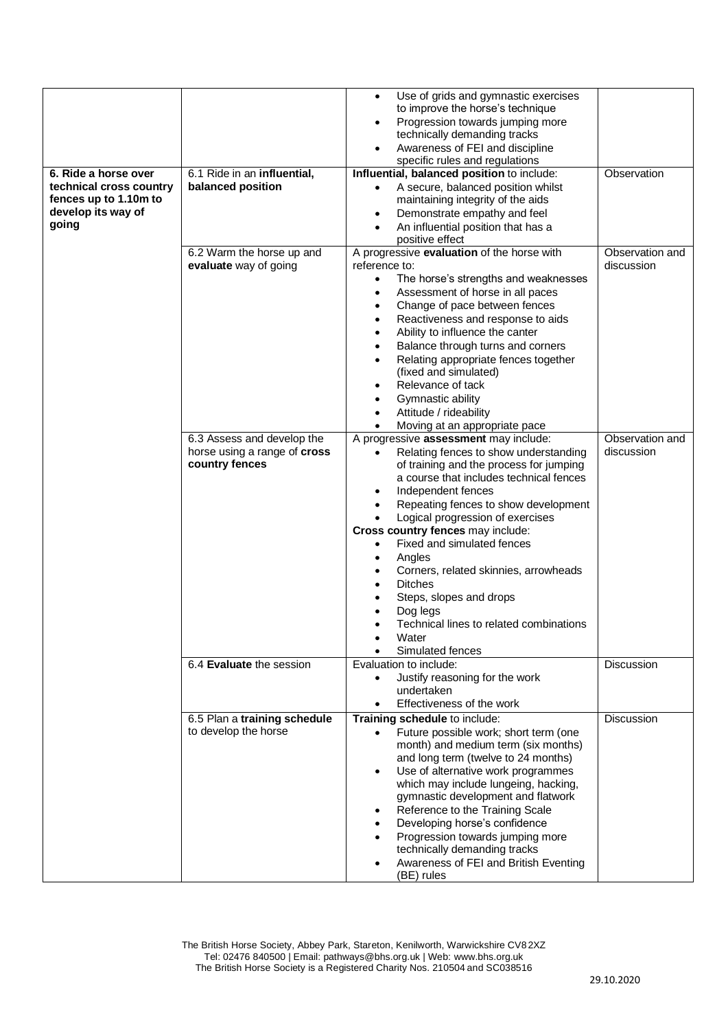| | | | |
|---|---|---|---|
| | | • Use of grids and gymnastic exercises to improve the horse's technique<br>• Progression towards jumping more technically demanding tracks<br>• Awareness of FEI and discipline specific rules and regulations | |
| **6. Ride a horse over technical cross country fences up to 1.10m to develop its way of going** | 6.1 Ride in an **influential, balanced position** | **Influential, balanced position** to include:<br>• A secure, balanced position whilst maintaining integrity of the aids<br>• Demonstrate empathy and feel<br>• An influential position that has a positive effect | Observation |
| | 6.2 Warm the horse up and **evaluate** way of going | A progressive **evaluation** of the horse with reference to:<br>• The horse's strengths and weaknesses<br>• Assessment of horse in all paces<br>• Change of pace between fences<br>• Reactiveness and response to aids<br>• Ability to influence the canter<br>• Balance through turns and corners<br>• Relating appropriate fences together (fixed and simulated)<br>• Relevance of tack<br>• Gymnastic ability<br>• Attitude / rideability<br>• Moving at an appropriate pace | Observation and discussion |
| | 6.3 Assess and develop the horse using a range of **cross country fences** | A progressive **assessment** may include:<br>• Relating fences to show understanding of training and the process for jumping a course that includes technical fences<br>• Independent fences<br>• Repeating fences to show development<br>• Logical progression of exercises<br>**Cross country fences** may include:<br>• Fixed and simulated fences<br>• Angles<br>• Corners, related skinnies, arrowheads<br>• Ditches<br>• Steps, slopes and drops<br>• Dog legs<br>• Technical lines to related combinations<br>• Water<br>• Simulated fences | Observation and discussion |
| | 6.4 **Evaluate** the session | Evaluation to include:<br>• Justify reasoning for the work undertaken<br>• Effectiveness of the work | Discussion |
| | 6.5 Plan a **training schedule** to develop the horse | **Training schedule** to include:<br>• Future possible work; short term (one month) and medium term (six months) and long term (twelve to 24 months)<br>• Use of alternative work programmes which may include lungeing, hacking, gymnastic development and flatwork<br>• Reference to the Training Scale<br>• Developing horse's confidence<br>• Progression towards jumping more technically demanding tracks<br>• Awareness of FEI and British Eventing (BE) rules | Discussion |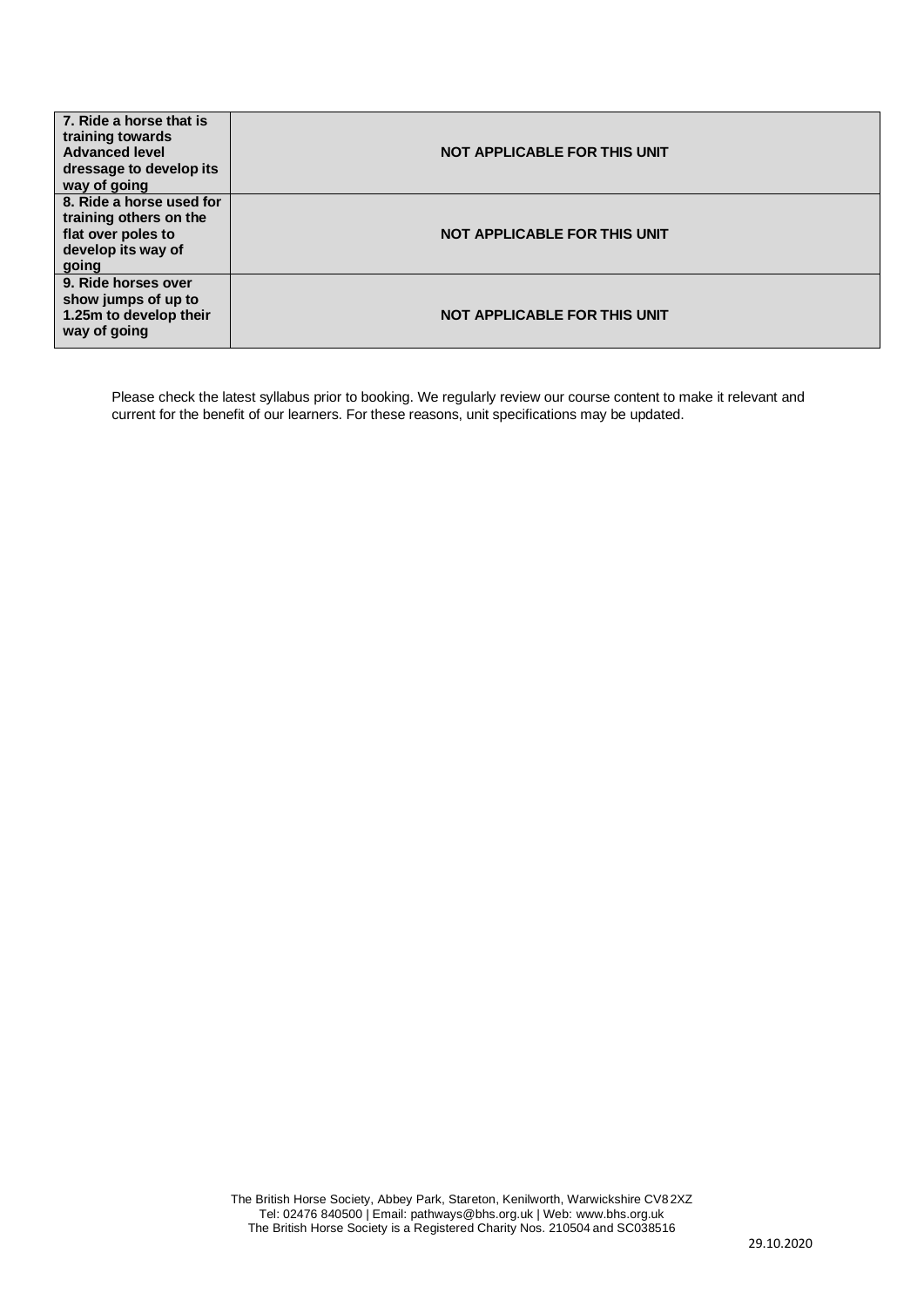| | |
|---|---|
| **7. Ride a horse that is training towards Advanced level dressage to develop its way of going** | **NOT APPLICABLE FOR THIS UNIT** |
| **8. Ride a horse used for training others on the flat over poles to develop its way of going** | **NOT APPLICABLE FOR THIS UNIT** |
| **9. Ride horses over show jumps of up to 1.25m to develop their way of going** | **NOT APPLICABLE FOR THIS UNIT** |

Please check the latest syllabus prior to booking. We regularly review our course content to make it relevant and current for the benefit of our learners. For these reasons, unit specifications may be updated.

The British Horse Society, Abbey Park, Stareton, Kenilworth, Warwickshire CV8 2XZ
Tel: 02476 840500 | Email: pathways@bhs.org.uk | Web: www.bhs.org.uk
The British Horse Society is a Registered Charity Nos. 210504 and SC038516

29.10.2020